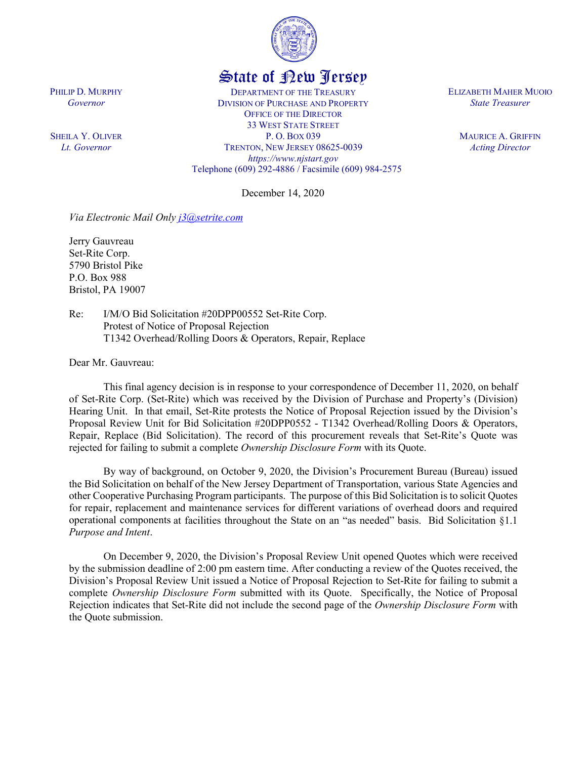# State of New Jersey

PHILIP D. MURPHY
*Governor*

SHEILA Y. OLIVER
*Lt. Governor*

DEPARTMENT OF THE TREASURY
DIVISION OF PURCHASE AND PROPERTY
OFFICE OF THE DIRECTOR
33 WEST STATE STREET
P. O. BOX 039
TRENTON, NEW JERSEY 08625-0039
*https://www.njstart.gov*
Telephone (609) 292-4886 / Facsimile (609) 984-2575

ELIZABETH MAHER MUOIO
*State Treasurer*

MAURICE A. GRIFFIN
*Acting Director*

December 14, 2020

*Via Electronic Mail Only j3@setrite.com*

Jerry Gauvreau
Set-Rite Corp.
5790 Bristol Pike
P.O. Box 988
Bristol, PA 19007

Re: I/M/O Bid Solicitation #20DPP00552 Set-Rite Corp.
Protest of Notice of Proposal Rejection
T1342 Overhead/Rolling Doors & Operators, Repair, Replace

Dear Mr. Gauvreau:

This final agency decision is in response to your correspondence of December 11, 2020, on behalf of Set-Rite Corp. (Set-Rite) which was received by the Division of Purchase and Property's (Division) Hearing Unit. In that email, Set-Rite protests the Notice of Proposal Rejection issued by the Division's Proposal Review Unit for Bid Solicitation #20DPP0552 - T1342 Overhead/Rolling Doors & Operators, Repair, Replace (Bid Solicitation). The record of this procurement reveals that Set-Rite's Quote was rejected for failing to submit a complete *Ownership Disclosure Form* with its Quote.

By way of background, on October 9, 2020, the Division's Procurement Bureau (Bureau) issued the Bid Solicitation on behalf of the New Jersey Department of Transportation, various State Agencies and other Cooperative Purchasing Program participants. The purpose of this Bid Solicitation is to solicit Quotes for repair, replacement and maintenance services for different variations of overhead doors and required operational components at facilities throughout the State on an "as needed" basis. Bid Solicitation §1.1 *Purpose and Intent*.

On December 9, 2020, the Division's Proposal Review Unit opened Quotes which were received by the submission deadline of 2:00 pm eastern time. After conducting a review of the Quotes received, the Division's Proposal Review Unit issued a Notice of Proposal Rejection to Set-Rite for failing to submit a complete *Ownership Disclosure Form* submitted with its Quote. Specifically, the Notice of Proposal Rejection indicates that Set-Rite did not include the second page of the *Ownership Disclosure Form* with the Quote submission.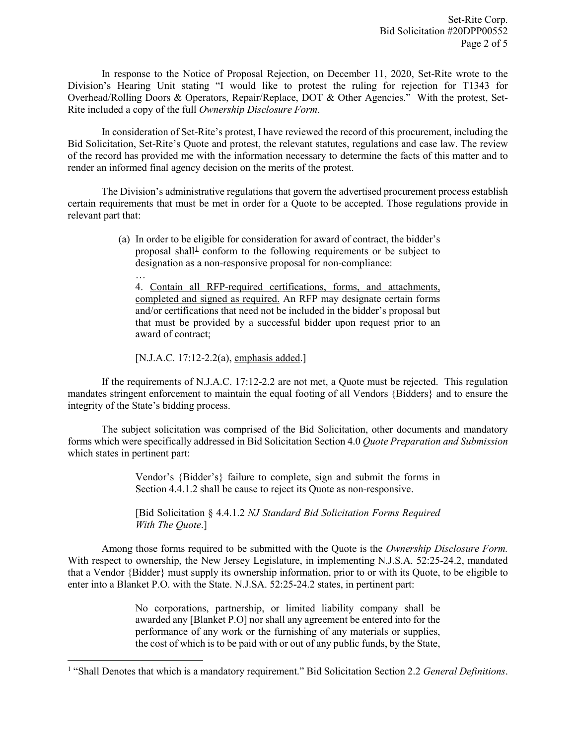In response to the Notice of Proposal Rejection, on December 11, 2020, Set-Rite wrote to the Division's Hearing Unit stating "I would like to protest the ruling for rejection for T1343 for Overhead/Rolling Doors & Operators, Repair/Replace, DOT & Other Agencies." With the protest, Set-Rite included a copy of the full *Ownership Disclosure Form*.

In consideration of Set-Rite's protest, I have reviewed the record of this procurement, including the Bid Solicitation, Set-Rite's Quote and protest, the relevant statutes, regulations and case law. The review of the record has provided me with the information necessary to determine the facts of this matter and to render an informed final agency decision on the merits of the protest.

The Division's administrative regulations that govern the advertised procurement process establish certain requirements that must be met in order for a Quote to be accepted. Those regulations provide in relevant part that:

> (a) In order to be eligible for consideration for award of contract, the bidder's proposal shall[1] conform to the following requirements or be subject to designation as a non-responsive proposal for non-compliance:
>
> …
>
> 4. Contain all RFP-required certifications, forms, and attachments, completed and signed as required. An RFP may designate certain forms and/or certifications that need not be included in the bidder's proposal but that must be provided by a successful bidder upon request prior to an award of contract;
>
> [N.J.A.C. 17:12-2.2(a), emphasis added.]

If the requirements of N.J.A.C. 17:12-2.2 are not met, a Quote must be rejected. This regulation mandates stringent enforcement to maintain the equal footing of all Vendors {Bidders} and to ensure the integrity of the State's bidding process.

The subject solicitation was comprised of the Bid Solicitation, other documents and mandatory forms which were specifically addressed in Bid Solicitation Section 4.0 *Quote Preparation and Submission* which states in pertinent part:

> Vendor's {Bidder's} failure to complete, sign and submit the forms in Section 4.4.1.2 shall be cause to reject its Quote as non-responsive.
>
> [Bid Solicitation § 4.4.1.2 *NJ Standard Bid Solicitation Forms Required With The Quote*.]

Among those forms required to be submitted with the Quote is the *Ownership Disclosure Form.* With respect to ownership, the New Jersey Legislature, in implementing N.J.S.A. 52:25-24.2, mandated that a Vendor {Bidder} must supply its ownership information, prior to or with its Quote, to be eligible to enter into a Blanket P.O. with the State. N.J.SA. 52:25-24.2 states, in pertinent part:

> No corporations, partnership, or limited liability company shall be awarded any [Blanket P.O] nor shall any agreement be entered into for the performance of any work or the furnishing of any materials or supplies, the cost of which is to be paid with or out of any public funds, by the State,

[1] "Shall Denotes that which is a mandatory requirement." Bid Solicitation Section 2.2 *General Definitions*.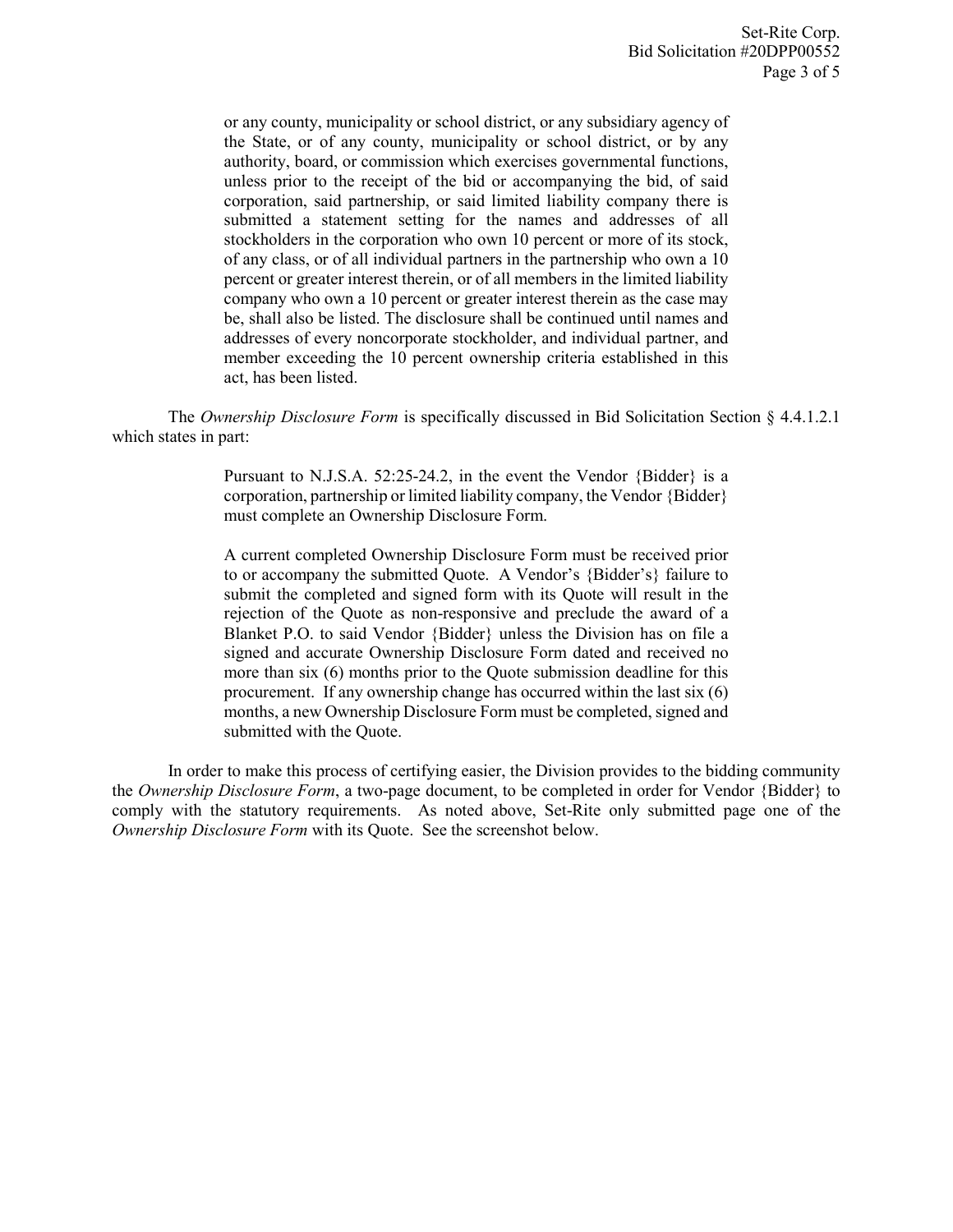> or any county, municipality or school district, or any subsidiary agency of the State, or of any county, municipality or school district, or by any authority, board, or commission which exercises governmental functions, unless prior to the receipt of the bid or accompanying the bid, of said corporation, said partnership, or said limited liability company there is submitted a statement setting for the names and addresses of all stockholders in the corporation who own 10 percent or more of its stock, of any class, or of all individual partners in the partnership who own a 10 percent or greater interest therein, or of all members in the limited liability company who own a 10 percent or greater interest therein as the case may be, shall also be listed. The disclosure shall be continued until names and addresses of every noncorporate stockholder, and individual partner, and member exceeding the 10 percent ownership criteria established in this act, has been listed.

The *Ownership Disclosure Form* is specifically discussed in Bid Solicitation Section § 4.4.1.2.1 which states in part:

> Pursuant to N.J.S.A. 52:25-24.2, in the event the Vendor {Bidder} is a corporation, partnership or limited liability company, the Vendor {Bidder} must complete an Ownership Disclosure Form.
>
> A current completed Ownership Disclosure Form must be received prior to or accompany the submitted Quote. A Vendor's {Bidder's} failure to submit the completed and signed form with its Quote will result in the rejection of the Quote as non-responsive and preclude the award of a Blanket P.O. to said Vendor {Bidder} unless the Division has on file a signed and accurate Ownership Disclosure Form dated and received no more than six (6) months prior to the Quote submission deadline for this procurement. If any ownership change has occurred within the last six (6) months, a new Ownership Disclosure Form must be completed, signed and submitted with the Quote.

In order to make this process of certifying easier, the Division provides to the bidding community the *Ownership Disclosure Form*, a two-page document, to be completed in order for Vendor {Bidder} to comply with the statutory requirements. As noted above, Set-Rite only submitted page one of the *Ownership Disclosure Form* with its Quote. See the screenshot below.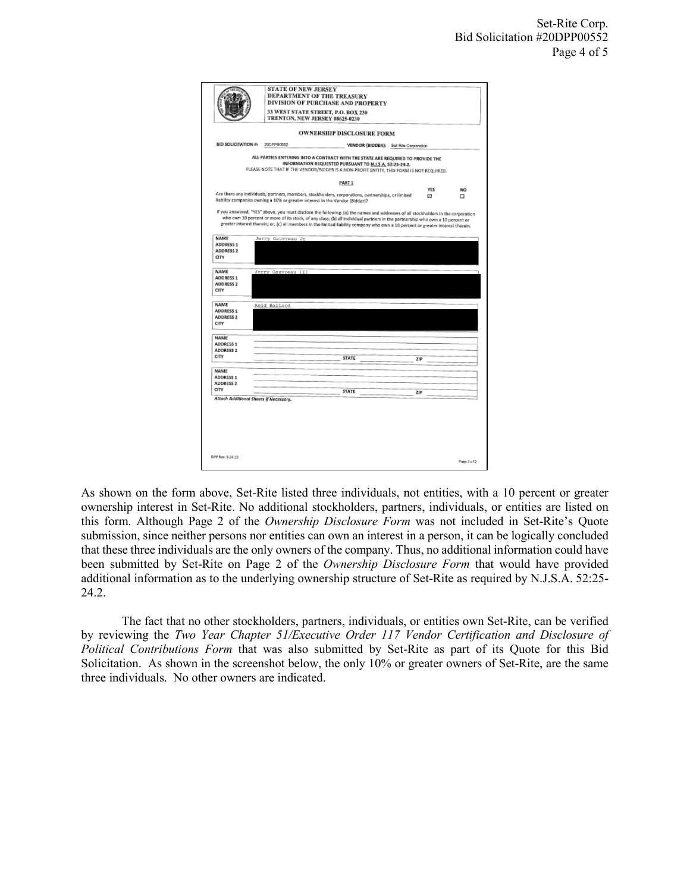STATE OF NEW JERSEY
DEPARTMENT OF THE TREASURY
DIVISION OF PURCHASE AND PROPERTY
33 WEST STATE STREET, P.O. BOX 230
TRENTON, NEW JERSEY 08625-0230

**OWNERSHIP DISCLOSURE FORM**

**BID SOLICITATION #:** 20DPP00552 **VENDOR (BIDDER):** Set-Rite Corporation

ALL PARTIES ENTERING INTO A CONTRACT WITH THE STATE ARE REQUIRED TO PROVIDE THE INFORMATION REQUESTED PURSUANT TO N.J.S.A. 52:25-24.2.
PLEASE NOTE THAT IF THE VENDOR/BIDDER IS A NON-PROFIT ENTITY, THIS FORM IS NOT REQUIRED.

**PART 1**

| | YES | NO |
|---|---|---|
| Are there any individuals, partners, members, stockholders, corporations, partnerships, or limited liability companies owning a 10% or greater interest in the Vendor (Bidder)? | ☒ | ☐ |

If you answered, "YES" above, you must disclose the following: (a) the names and addresses of all stockholders in the corporation who own 10 percent or more of its stock, of any class; (b) all individual partners in the partnership who own a 10 percent or greater interest therein; or, (c) all members in the limited liability company who own a 10 percent or greater interest therein.

| | |
|---|---|
| NAME | Jerry Gauvreau Jr |
| ADDRESS 1 | [redacted] |
| ADDRESS 2 | [redacted] |
| CITY | [redacted] |

| | |
|---|---|
| NAME | Jerry Gauvreau III |
| ADDRESS 1 | [redacted] |
| ADDRESS 2 | [redacted] |
| CITY | [redacted] |

| | |
|---|---|
| NAME | Reid Ballard |
| ADDRESS 1 | [redacted] |
| ADDRESS 2 | [redacted] |
| CITY | [redacted] |

| | | | | | |
|---|---|---|---|---|---|
| NAME | | | | | |
| ADDRESS 1 | | | | | |
| ADDRESS 2 | | | | | |
| CITY | | STATE | | ZIP | |

| | | | | | |
|---|---|---|---|---|---|
| NAME | | | | | |
| ADDRESS 1 | | | | | |
| ADDRESS 2 | | | | | |
| CITY | | STATE | | ZIP | |

*Attach Additional Sheets If Necessary.*

DPP Rev. 9.24.19 Page 1 of 2

As shown on the form above, Set-Rite listed three individuals, not entities, with a 10 percent or greater ownership interest in Set-Rite. No additional stockholders, partners, individuals, or entities are listed on this form. Although Page 2 of the *Ownership Disclosure Form* was not included in Set-Rite's Quote submission, since neither persons nor entities can own an interest in a person, it can be logically concluded that these three individuals are the only owners of the company. Thus, no additional information could have been submitted by Set-Rite on Page 2 of the *Ownership Disclosure Form* that would have provided additional information as to the underlying ownership structure of Set-Rite as required by N.J.S.A. 52:25-24.2.

The fact that no other stockholders, partners, individuals, or entities own Set-Rite, can be verified by reviewing the *Two Year Chapter 51/Executive Order 117 Vendor Certification and Disclosure of Political Contributions Form* that was also submitted by Set-Rite as part of its Quote for this Bid Solicitation. As shown in the screenshot below, the only 10% or greater owners of Set-Rite, are the same three individuals. No other owners are indicated.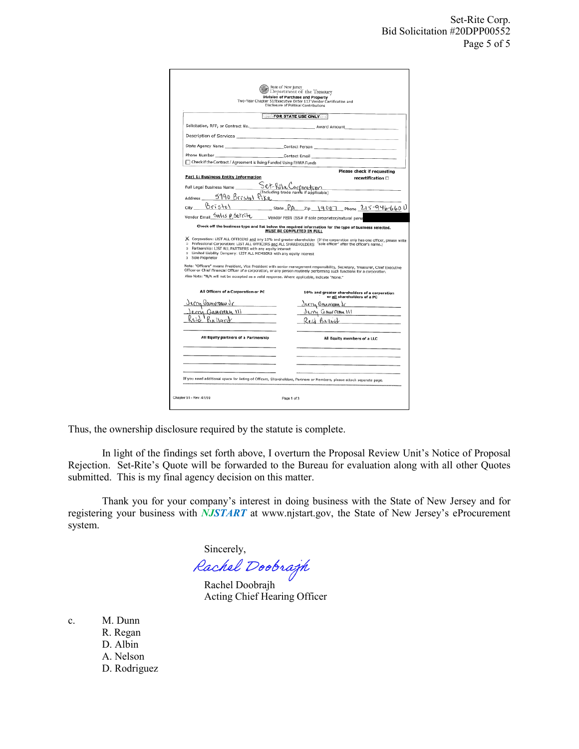State of New Jersey
Department of the Treasury
**Division of Purchase and Property**
Two-Year Chapter 51/Executive Order 117 Vendor Certification and Disclosure of Political Contributions

**FOR STATE USE ONLY**

Solicitation, RFP, or Contract No. ______________ Award Amount ______________

Description of Services ______________

State Agency Name ______________ Contact Person ______________

Phone Number ______________ Contact Email ______________

☐ Check if the Contract / Agreement is Being Funded Using FHWA Funds

**Part 1: Business Entity Information**

**Please check if requesting recertification** ☐

Full Legal Business Name: Set-Rite Corporation (Including trade name if applicable)

Address: 5990 Bristol Pike

City: Bristol State: PA Zip: 19007 Phone: 215-946-6600

Vendor Email: Sales@setrite Vendor FEIN (SS# if sole proprietor/natural person) ______

**Check off the business type and list below the required information for the type of business selected.**
**MUST BE COMPLETED IN FULL**

☒ Corporation: LIST ALL OFFICERS and any 10% and greater shareholder (If the corporation only has one officer, please write "sole officer" after the officer's name.)
☐ Professional Corporation: LIST ALL OFFICERS and ALL SHAREHOLDERS
☐ Partnership: LIST ALL PARTNERS with any equity interest
☐ Limited Liability Company: LIST ALL MEMBERS with any equity interest
☐ Sole Proprietor

Note: "Officers" means President, Vice President with senior management responsibility, Secretary, Treasurer, Chief Executive Officer or Chief Financial Officer of a corporation, or any person routinely performing such functions for a corporation.
Also Note: "N/A will not be accepted as a valid response. Where applicable, indicate "None."

| All Officers of a Corporation or PC | 10% and greater shareholders of a corporation or all shareholders of a PC |
|---|---|
| Jerry Gauvreau Jr | Jerry Gauvreau Jr |
| Jerry Gauvreau III | Jerry Gauvreau III |
| Reid Ballard | Reid Ballard |

| All Equity partners of a Partnership | All Equity members of a LLC |
|---|---|
| | |

If you need additional space for listing of Officers, Shareholders, Partners or Members, please attach separate page.

Chapter 51 - Rev. 4/1/19 Page 1 of 3

Thus, the ownership disclosure required by the statute is complete.

In light of the findings set forth above, I overturn the Proposal Review Unit's Notice of Proposal Rejection. Set-Rite's Quote will be forwarded to the Bureau for evaluation along with all other Quotes submitted. This is my final agency decision on this matter.

Thank you for your company's interest in doing business with the State of New Jersey and for registering your business with ***NJSTART*** at www.njstart.gov, the State of New Jersey's eProcurement system.

Sincerely,

*Rachel Doobrajh*

Rachel Doobrajh
Acting Chief Hearing Officer

c. M. Dunn
R. Regan
D. Albin
A. Nelson
D. Rodriguez